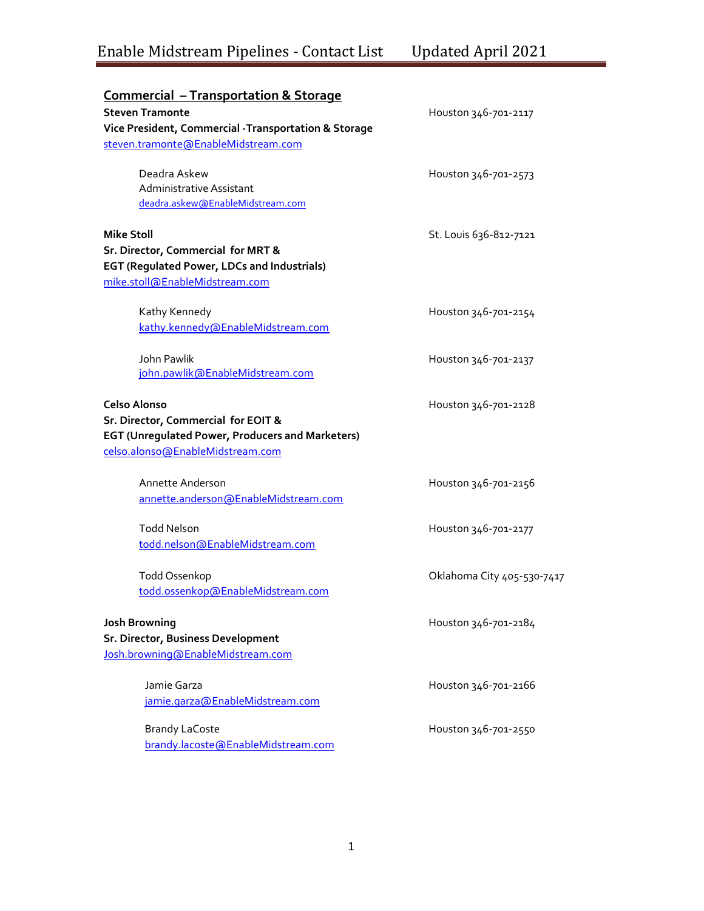# Enable Midstream Pipelines - Contact List Updated April 2021

## Commercial – Transportation & Storage

**Steven Tramonte**
**Vice President, Commercial -Transportation & Storage**
steven.tramonte@EnableMidstream.com
Houston 346-701-2117

> Deadra Askew
> Administrative Assistant
> deadra.askew@EnableMidstream.com
> Houston 346-701-2573

**Mike Stoll**
**Sr. Director, Commercial for MRT & EGT (Regulated Power, LDCs and Industrials)**
mike.stoll@EnableMidstream.com
St. Louis 636-812-7121

> Kathy Kennedy
> kathy.kennedy@EnableMidstream.com
> Houston 346-701-2154

> John Pawlik
> john.pawlik@EnableMidstream.com
> Houston 346-701-2137

**Celso Alonso**
**Sr. Director, Commercial for EOIT & EGT (Unregulated Power, Producers and Marketers)**
celso.alonso@EnableMidstream.com
Houston 346-701-2128

> Annette Anderson
> annette.anderson@EnableMidstream.com
> Houston 346-701-2156

> Todd Nelson
> todd.nelson@EnableMidstream.com
> Houston 346-701-2177

> Todd Ossenkop
> todd.ossenkop@EnableMidstream.com
> Oklahoma City 405-530-7417

**Josh Browning**
**Sr. Director, Business Development**
Josh.browning@EnableMidstream.com
Houston 346-701-2184

> Jamie Garza
> jamie.garza@EnableMidstream.com
> Houston 346-701-2166

> Brandy LaCoste
> brandy.lacoste@EnableMidstream.com
> Houston 346-701-2550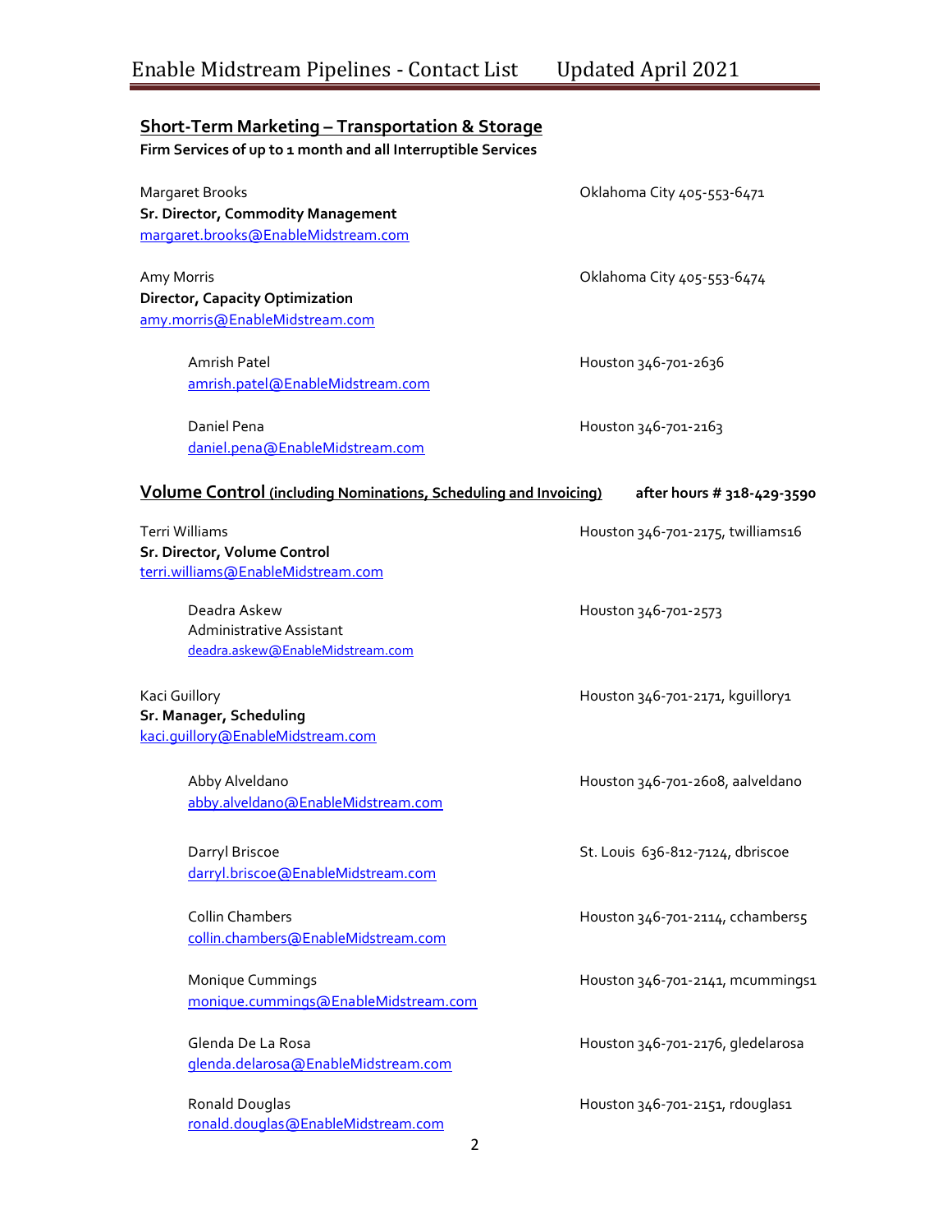## Short-Term Marketing – Transportation & Storage

**Firm Services of up to 1 month and all Interruptible Services**

Margaret Brooks — Oklahoma City 405-553-6471
**Sr. Director, Commodity Management**
margaret.brooks@EnableMidstream.com

Amy Morris — Oklahoma City 405-553-6474
**Director, Capacity Optimization**
amy.morris@EnableMidstream.com

Amrish Patel — Houston 346-701-2636
amrish.patel@EnableMidstream.com

Daniel Pena — Houston 346-701-2163
daniel.pena@EnableMidstream.com

## Volume Control (including Nominations, Scheduling and Invoicing) — after hours # 318-429-3590

Terri Williams — Houston 346-701-2175, twilliams16
**Sr. Director, Volume Control**
terri.williams@EnableMidstream.com

Deadra Askew — Houston 346-701-2573
Administrative Assistant
deadra.askew@EnableMidstream.com

Kaci Guillory — Houston 346-701-2171, kguillory1
**Sr. Manager, Scheduling**
kaci.guillory@EnableMidstream.com

Abby Alveldano — Houston 346-701-2608, aalveldano
abby.alveldano@EnableMidstream.com

Darryl Briscoe — St. Louis 636-812-7124, dbriscoe
darryl.briscoe@EnableMidstream.com

Collin Chambers — Houston 346-701-2114, cchambers5
collin.chambers@EnableMidstream.com

Monique Cummings — Houston 346-701-2141, mcummings1
monique.cummings@EnableMidstream.com

Glenda De La Rosa — Houston 346-701-2176, gledelarosa
glenda.delarosa@EnableMidstream.com

Ronald Douglas — Houston 346-701-2151, rdouglas1
ronald.douglas@EnableMidstream.com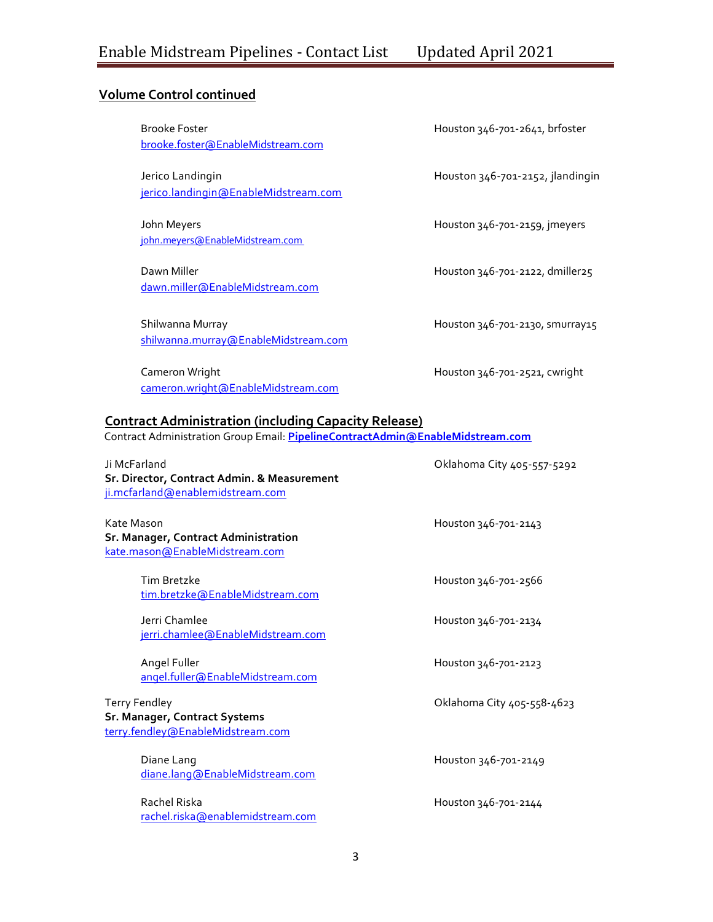## Volume Control continued

Brooke Foster — Houston 346-701-2641, brfoster
brooke.foster@EnableMidstream.com

Jerico Landingin — Houston 346-701-2152, jlandingin
jerico.landingin@EnableMidstream.com

John Meyers — Houston 346-701-2159, jmeyers
john.meyers@EnableMidstream.com

Dawn Miller — Houston 346-701-2122, dmiller25
dawn.miller@EnableMidstream.com

Shilwanna Murray — Houston 346-701-2130, smurray15
shilwanna.murray@EnableMidstream.com

Cameron Wright — Houston 346-701-2521, cwright
cameron.wright@EnableMidstream.com

## Contract Administration (including Capacity Release)

Contract Administration Group Email: **PipelineContractAdmin@EnableMidstream.com**

Ji McFarland — Oklahoma City 405-557-5292
**Sr. Director, Contract Admin. & Measurement**
ji.mcfarland@enablemidstream.com

Kate Mason — Houston 346-701-2143
**Sr. Manager, Contract Administration**
kate.mason@EnableMidstream.com

Tim Bretzke — Houston 346-701-2566
tim.bretzke@EnableMidstream.com

Jerri Chamlee — Houston 346-701-2134
jerri.chamlee@EnableMidstream.com

Angel Fuller — Houston 346-701-2123
angel.fuller@EnableMidstream.com

Terry Fendley — Oklahoma City 405-558-4623
**Sr. Manager, Contract Systems**
terry.fendley@EnableMidstream.com

Diane Lang — Houston 346-701-2149
diane.lang@EnableMidstream.com

Rachel Riska — Houston 346-701-2144
rachel.riska@enablemidstream.com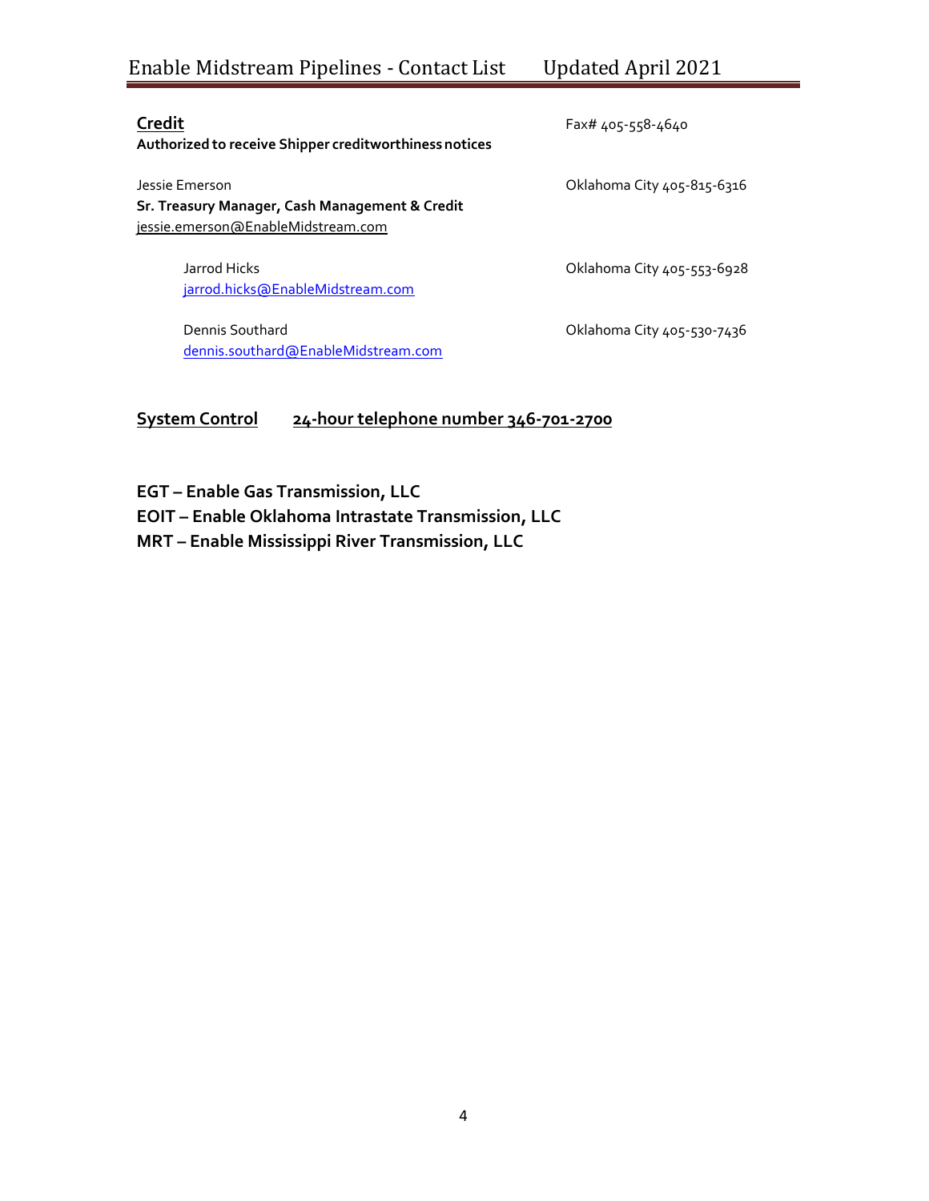**Credit** Fax# 405-558-4640

**Authorized to receive Shipper creditworthiness notices**

Jessie Emerson — Oklahoma City 405-815-6316
**Sr. Treasury Manager, Cash Management & Credit**
jessie.emerson@EnableMidstream.com

Jarrod Hicks — Oklahoma City 405-553-6928
jarrod.hicks@EnableMidstream.com

Dennis Southard — Oklahoma City 405-530-7436
dennis.southard@EnableMidstream.com

**System Control** **24-hour telephone number 346-701-2700**

**EGT – Enable Gas Transmission, LLC**
**EOIT – Enable Oklahoma Intrastate Transmission, LLC**
**MRT – Enable Mississippi River Transmission, LLC**